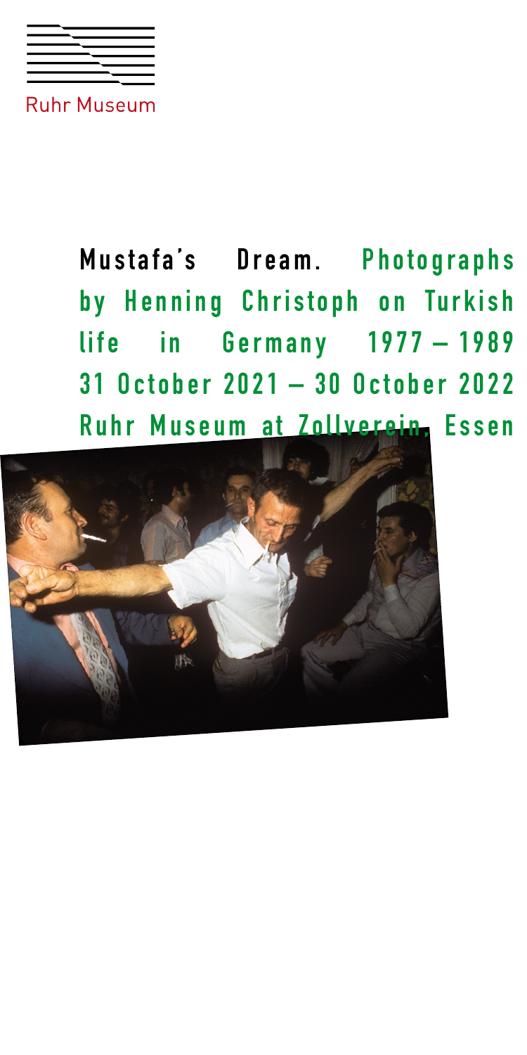Ruhr Museum

# Mustafa's Dream. Photographs by Henning Christoph on Turkish life in Germany 1977 – 1989

31 October 2021 – 30 October 2022

Ruhr Museum at Zollverein, Essen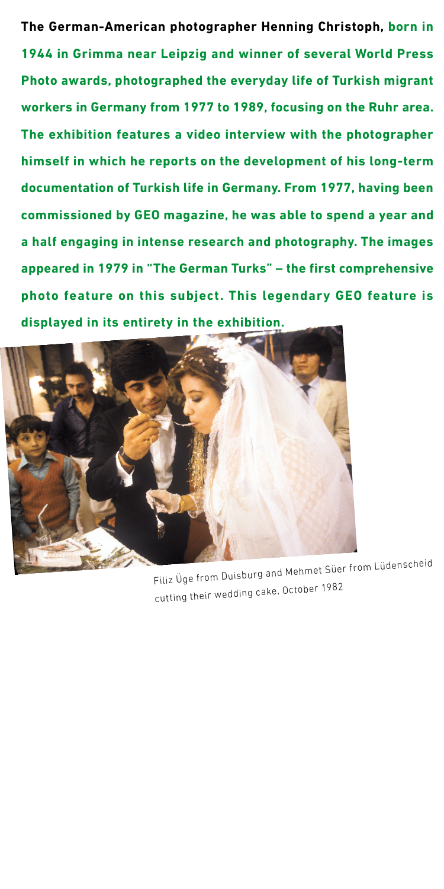**The German-American photographer Henning Christoph, born in 1944 in Grimma near Leipzig and winner of several World Press Photo awards, photographed the everyday life of Turkish migrant workers in Germany from 1977 to 1989, focusing on the Ruhr area. The exhibition features a video interview with the photographer himself in which he reports on the development of his long-term documentation of Turkish life in Germany. From 1977, having been commissioned by GEO magazine, he was able to spend a year and a half engaging in intense research and photography. The images appeared in 1979 in "The German Turks" – the first comprehensive photo feature on this subject. This legendary GEO feature is displayed in its entirety in the exhibition.**

Filiz Üge from Duisburg and Mehmet Süer from Lüdenscheid cutting their wedding cake, October 1982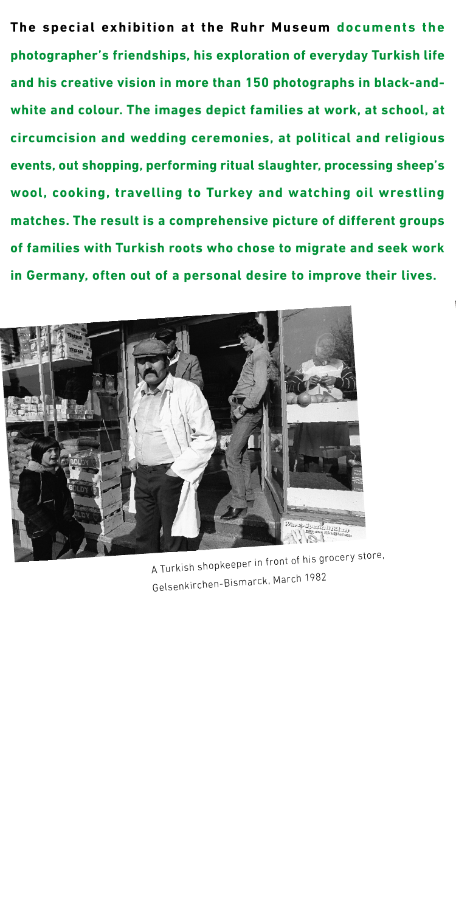**The special exhibition at the Ruhr Museum documents the photographer's friendships, his exploration of everyday Turkish life and his creative vision in more than 150 photographs in black-and-white and colour. The images depict families at work, at school, at circumcision and wedding ceremonies, at political and religious events, out shopping, performing ritual slaughter, processing sheep's wool, cooking, travelling to Turkey and watching oil wrestling matches. The result is a comprehensive picture of different groups of families with Turkish roots who chose to migrate and seek work in Germany, often out of a personal desire to improve their lives.**

A Turkish shopkeeper in front of his grocery store, Gelsenkirchen-Bismarck, March 1982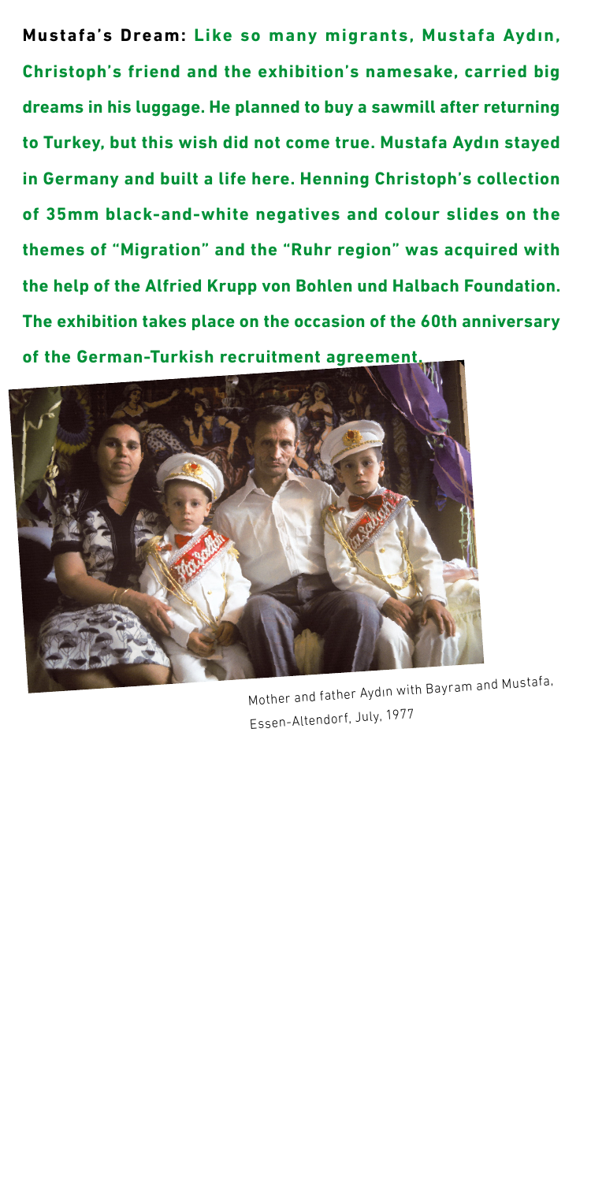**Mustafa's Dream:** **Like so many migrants, Mustafa Aydın, Christoph's friend and the exhibition's namesake, carried big dreams in his luggage. He planned to buy a sawmill after returning to Turkey, but this wish did not come true. Mustafa Aydın stayed in Germany and built a life here. Henning Christoph's collection of 35mm black-and-white negatives and colour slides on the themes of "Migration" and the "Ruhr region" was acquired with the help of the Alfried Krupp von Bohlen und Halbach Foundation. The exhibition takes place on the occasion of the 60th anniversary of the German-Turkish recruitment agreement.**

Mother and father Aydın with Bayram and Mustafa, Essen-Altendorf, July, 1977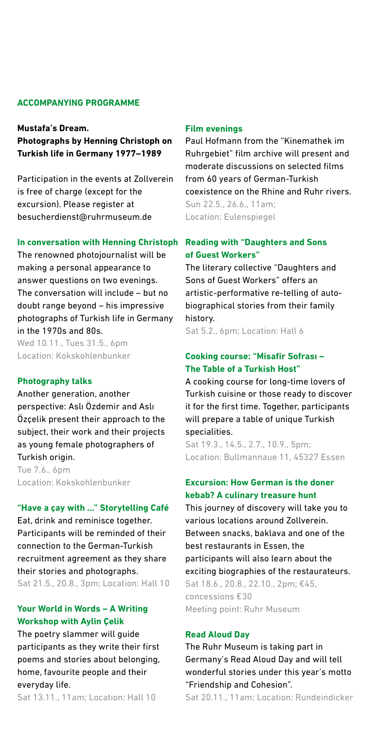## ACCOMPANYING PROGRAMME

**Mustafa's Dream. Photographs by Henning Christoph on Turkish life in Germany 1977–1989**

Participation in the events at Zollverein is free of charge (except for the excursion). Please register at besucherdienst@ruhrmuseum.de

### In conversation with Henning Christoph

The renowned photojournalist will be making a personal appearance to answer questions on two evenings. The conversation will include – but no doubt range beyond – his impressive photographs of Turkish life in Germany in the 1970s and 80s.

Wed 10.11., Tues 31.5., 6pm
Location: Kokskohlenbunker

### Photography talks

Another generation, another perspective: Aslı Özdemir and Aslı Özçelik present their approach to the subject, their work and their projects as young female photographers of Turkish origin.

Tue 7.6., 6pm
Location: Kokskohlenbunker

### "Have a çay with ..." Storytelling Café

Eat, drink and reminisce together. Participants will be reminded of their connection to the German-Turkish recruitment agreement as they share their stories and photographs.

Sat 21.5., 20.8., 3pm; Location: Hall 10

### Your World in Words – A Writing Workshop with Aylin Çelik

The poetry slammer will guide participants as they write their first poems and stories about belonging, home, favourite people and their everyday life.

Sat 13.11., 11am; Location: Hall 10

### Film evenings

Paul Hofmann from the "Kinemathek im Ruhrgebiet" film archive will present and moderate discussions on selected films from 60 years of German-Turkish coexistence on the Rhine and Ruhr rivers.

Sun 22.5., 26.6., 11am;
Location: Eulenspiegel

### Reading with "Daughters and Sons of Guest Workers"

The literary collective "Daughters and Sons of Guest Workers" offers an artistic-performative re-telling of autobiographical stories from their family history.

Sat 5.2., 6pm; Location: Hall 6

### Cooking course: "Misafir Sofrası – The Table of a Turkish Host"

A cooking course for long-time lovers of Turkish cuisine or those ready to discover it for the first time. Together, participants will prepare a table of unique Turkish specialities.

Sat 19.3., 14.5., 2.7., 10.9., 5pm;
Location: Bullmannaue 11, 45327 Essen

### Excursion: How German is the doner kebab? A culinary treasure hunt

This journey of discovery will take you to various locations around Zollverein. Between snacks, baklava and one of the best restaurants in Essen, the participants will also learn about the exciting biographies of the restaurateurs.

Sat 18.6., 20.8., 22.10., 2pm; €45, concessions €30
Meeting point: Ruhr Museum

### Read Aloud Day

The Ruhr Museum is taking part in Germany's Read Aloud Day and will tell wonderful stories under this year's motto "Friendship and Cohesion".

Sat 20.11., 11am; Location: Rundeindicker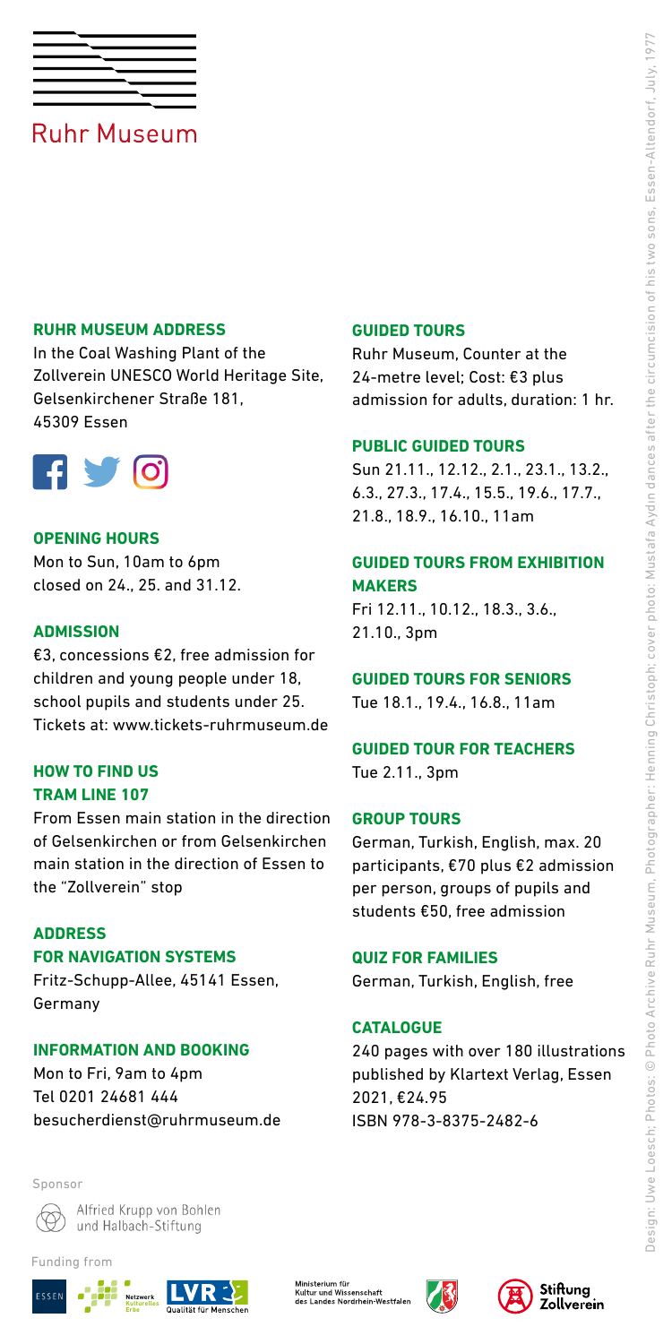Ruhr Museum

## RUHR MUSEUM ADDRESS

In the Coal Washing Plant of the Zollverein UNESCO World Heritage Site, Gelsenkirchener Straße 181, 45309 Essen

## OPENING HOURS

Mon to Sun, 10am to 6pm
closed on 24., 25. and 31.12.

## ADMISSION

€3, concessions €2, free admission for children and young people under 18, school pupils and students under 25.
Tickets at: www.tickets-ruhrmuseum.de

## HOW TO FIND US
## TRAM LINE 107

From Essen main station in the direction of Gelsenkirchen or from Gelsenkirchen main station in the direction of Essen to the "Zollverein" stop

## ADDRESS
## FOR NAVIGATION SYSTEMS

Fritz-Schupp-Allee, 45141 Essen, Germany

## INFORMATION AND BOOKING

Mon to Fri, 9am to 4pm
Tel 0201 24681 444
besucherdienst@ruhrmuseum.de

## GUIDED TOURS

Ruhr Museum, Counter at the 24-metre level; Cost: €3 plus admission for adults, duration: 1 hr.

## PUBLIC GUIDED TOURS

Sun 21.11., 12.12., 2.1., 23.1., 13.2., 6.3., 27.3., 17.4., 15.5., 19.6., 17.7., 21.8., 18.9., 16.10., 11am

## GUIDED TOURS FROM EXHIBITION MAKERS

Fri 12.11., 10.12., 18.3., 3.6., 21.10., 3pm

## GUIDED TOURS FOR SENIORS

Tue 18.1., 19.4., 16.8., 11am

## GUIDED TOUR FOR TEACHERS

Tue 2.11., 3pm

## GROUP TOURS

German, Turkish, English, max. 20 participants, €70 plus €2 admission per person, groups of pupils and students €50, free admission

## QUIZ FOR FAMILIES

German, Turkish, English, free

## CATALOGUE

240 pages with over 180 illustrations published by Klartext Verlag, Essen 2021, €24.95
ISBN 978-3-8375-2482-6

Sponsor

Alfried Krupp von Bohlen und Halbach-Stiftung

Funding from

ESSEN · Netzwerk Kulturelles Erbe · LVR Qualität für Menschen · Ministerium für Kultur und Wissenschaft des Landes Nordrhein-Westfalen · Stiftung Zollverein

Design: Uwe Loesch; Photos: © Photo Archive Ruhr Museum, Photographer: Henning Christoph; cover photo: Mustafa Aydin dances after the circumcision of his two sons, Essen-Altendorf, July, 1977